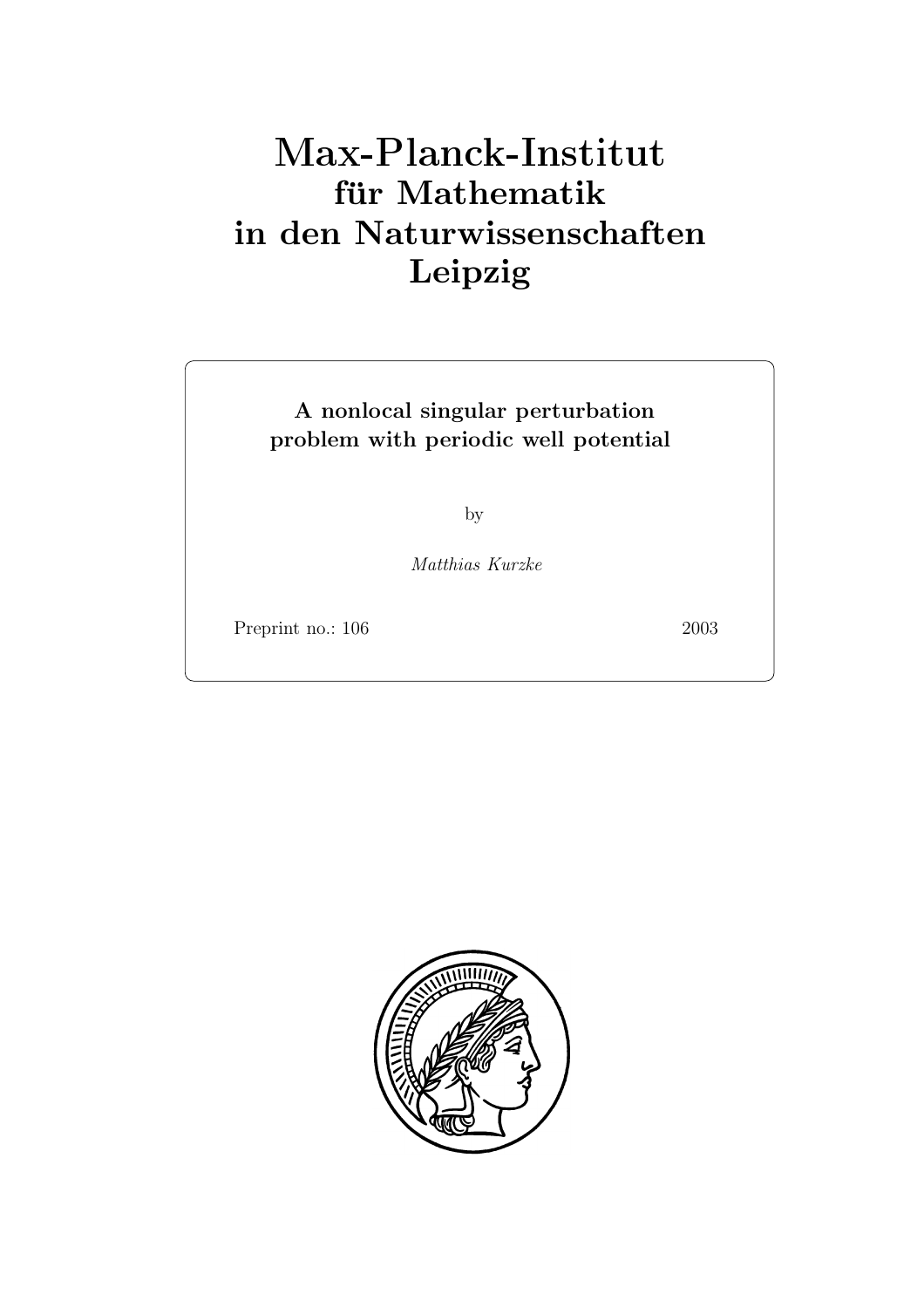# Max-Planck-Institut
# für Mathematik
# in den Naturwissenschaften
# Leipzig

**A nonlocal singular perturbation problem with periodic well potential**

by

*Matthias Kurzke*

Preprint no.: 106 2003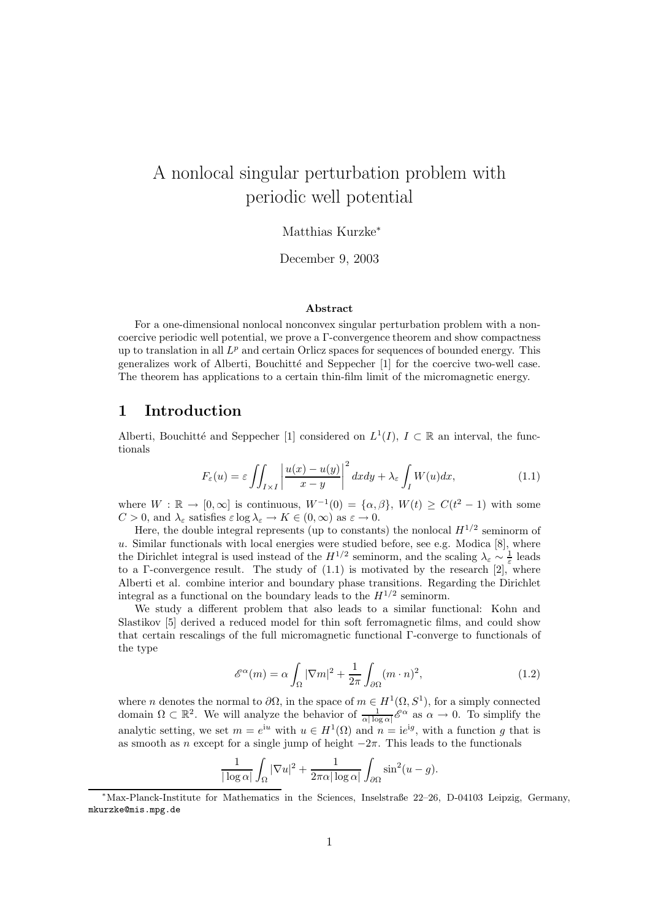# A nonlocal singular perturbation problem with periodic well potential

Matthias Kurzke*

December 9, 2003

### Abstract

For a one-dimensional nonlocal nonconvex singular perturbation problem with a noncoercive periodic well potential, we prove a Γ-convergence theorem and show compactness up to translation in all $L^p$ and certain Orlicz spaces for sequences of bounded energy. This generalizes work of Alberti, Bouchitté and Seppecher [1] for the coercive two-well case. The theorem has applications to a certain thin-film limit of the micromagnetic energy.

## 1 Introduction

Alberti, Bouchitté and Seppecher [1] considered on $L^1(I)$, $I \subset \mathbb{R}$ an interval, the functionals

$$F_\varepsilon(u) = \varepsilon \iint_{I\times I} \left| \frac{u(x)-u(y)}{x-y} \right|^2 dxdy + \lambda_\varepsilon \int_I W(u)dx, \tag{1.1}$$

where $W : \mathbb{R} \to [0,\infty]$ is continuous, $W^{-1}(0) = \{\alpha, \beta\}$, $W(t) \geq C(t^2-1)$ with some $C > 0$, and $\lambda_\varepsilon$ satisfies $\varepsilon \log \lambda_\varepsilon \to K \in (0,\infty)$ as $\varepsilon \to 0$.

Here, the double integral represents (up to constants) the nonlocal $H^{1/2}$ seminorm of $u$. Similar functionals with local energies were studied before, see e.g. Modica [8], where the Dirichlet integral is used instead of the $H^{1/2}$ seminorm, and the scaling $\lambda_\varepsilon \sim \frac{1}{\varepsilon}$ leads to a Γ-convergence result. The study of (1.1) is motivated by the research [2], where Alberti et al. combine interior and boundary phase transitions. Regarding the Dirichlet integral as a functional on the boundary leads to the $H^{1/2}$ seminorm.

We study a different problem that also leads to a similar functional: Kohn and Slastikov [5] derived a reduced model for thin soft ferromagnetic films, and could show that certain rescalings of the full micromagnetic functional Γ-converge to functionals of the type

$$\mathscr{E}^\alpha(m) = \alpha \int_\Omega |\nabla m|^2 + \frac{1}{2\pi} \int_{\partial\Omega} (m\cdot n)^2, \tag{1.2}$$

where $n$ denotes the normal to $\partial\Omega$, in the space of $m \in H^1(\Omega, S^1)$, for a simply connected domain $\Omega \subset \mathbb{R}^2$. We will analyze the behavior of $\frac{1}{\alpha|\log\alpha|}\mathscr{E}^\alpha$ as $\alpha \to 0$. To simplify the analytic setting, we set $m = e^{\mathrm{i}u}$ with $u \in H^1(\Omega)$ and $n = \mathrm{i}e^{\mathrm{i}g}$, with a function $g$ that is as smooth as $n$ except for a single jump of height $-2\pi$. This leads to the functionals

$$\frac{1}{|\log\alpha|}\int_\Omega |\nabla u|^2 + \frac{1}{2\pi\alpha|\log\alpha|}\int_{\partial\Omega}\sin^2(u-g).$$

*Max-Planck-Institute for Mathematics in the Sciences, Inselstraße 22–26, D-04103 Leipzig, Germany, mkurzke@mis.mpg.de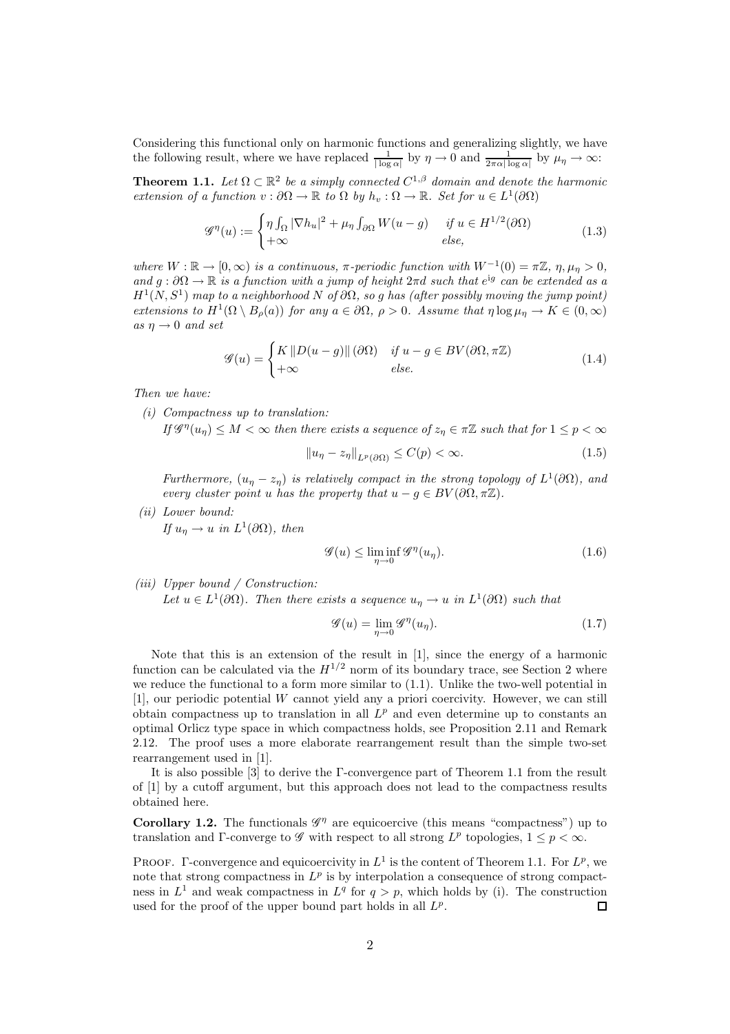Considering this functional only on harmonic functions and generalizing slightly, we have the following result, where we have replaced $\frac{1}{|\log \alpha|}$ by $\eta \to 0$ and $\frac{1}{2\pi\alpha|\log \alpha|}$ by $\mu_\eta \to \infty$:

**Theorem 1.1.** *Let $\Omega \subset \mathbb{R}^2$ be a simply connected $C^{1,\beta}$ domain and denote the harmonic extension of a function $v : \partial\Omega \to \mathbb{R}$ to $\Omega$ by $h_v : \Omega \to \mathbb{R}$. Set for $u \in L^1(\partial\Omega)$*

$$\mathscr{G}^\eta(u) := \begin{cases} \eta \int_\Omega |\nabla h_u|^2 + \mu_\eta \int_{\partial\Omega} W(u-g) & \text{if } u \in H^{1/2}(\partial\Omega) \\ +\infty & \text{else,} \end{cases} \tag{1.3}$$

*where $W : \mathbb{R} \to [0,\infty)$ is a continuous, $\pi$-periodic function with $W^{-1}(0) = \pi\mathbb{Z}$, $\eta, \mu_\eta > 0$, and $g : \partial\Omega \to \mathbb{R}$ is a function with a jump of height $2\pi d$ such that $e^{ig}$ can be extended as a $H^1(N, S^1)$ map to a neighborhood $N$ of $\partial\Omega$, so $g$ has (after possibly moving the jump point) extensions to $H^1(\Omega \setminus B_\rho(a))$ for any $a \in \partial\Omega$, $\rho > 0$. Assume that $\eta \log \mu_\eta \to K \in (0,\infty)$ as $\eta \to 0$ and set*

$$\mathscr{G}(u) = \begin{cases} K \, \|D(u-g)\|\,(\partial\Omega) & \text{if } u - g \in BV(\partial\Omega, \pi\mathbb{Z}) \\ +\infty & \text{else.} \end{cases} \tag{1.4}$$

*Then we have:*

*(i) Compactness up to translation:*
*If $\mathscr{G}^\eta(u_\eta) \le M < \infty$ then there exists a sequence of $z_\eta \in \pi\mathbb{Z}$ such that for $1 \le p < \infty$*

$$\|u_\eta - z_\eta\|_{L^p(\partial\Omega)} \le C(p) < \infty. \tag{1.5}$$

*Furthermore, $(u_\eta - z_\eta)$ is relatively compact in the strong topology of $L^1(\partial\Omega)$, and every cluster point $u$ has the property that $u - g \in BV(\partial\Omega, \pi\mathbb{Z})$.*

*(ii) Lower bound:*
*If $u_\eta \to u$ in $L^1(\partial\Omega)$, then*

$$\mathscr{G}(u) \le \liminf_{\eta \to 0} \mathscr{G}^\eta(u_\eta). \tag{1.6}$$

*(iii) Upper bound / Construction:*
*Let $u \in L^1(\partial\Omega)$. Then there exists a sequence $u_\eta \to u$ in $L^1(\partial\Omega)$ such that*

$$\mathscr{G}(u) = \lim_{\eta \to 0} \mathscr{G}^\eta(u_\eta). \tag{1.7}$$

Note that this is an extension of the result in [1], since the energy of a harmonic function can be calculated via the $H^{1/2}$ norm of its boundary trace, see Section 2 where we reduce the functional to a form more similar to (1.1). Unlike the two-well potential in [1], our periodic potential $W$ cannot yield any a priori coercivity. However, we can still obtain compactness up to translation in all $L^p$ and even determine up to constants an optimal Orlicz type space in which compactness holds, see Proposition 2.11 and Remark 2.12. The proof uses a more elaborate rearrangement result than the simple two-set rearrangement used in [1].

It is also possible [3] to derive the Γ-convergence part of Theorem 1.1 from the result of [1] by a cutoff argument, but this approach does not lead to the compactness results obtained here.

**Corollary 1.2.** The functionals $\mathscr{G}^\eta$ are equicoercive (this means "compactness") up to translation and Γ-converge to $\mathscr{G}$ with respect to all strong $L^p$ topologies, $1 \le p < \infty$.

Proof. Γ-convergence and equicoercivity in $L^1$ is the content of Theorem 1.1. For $L^p$, we note that strong compactness in $L^p$ is by interpolation a consequence of strong compactness in $L^1$ and weak compactness in $L^q$ for $q > p$, which holds by (i). The construction used for the proof of the upper bound part holds in all $L^p$. □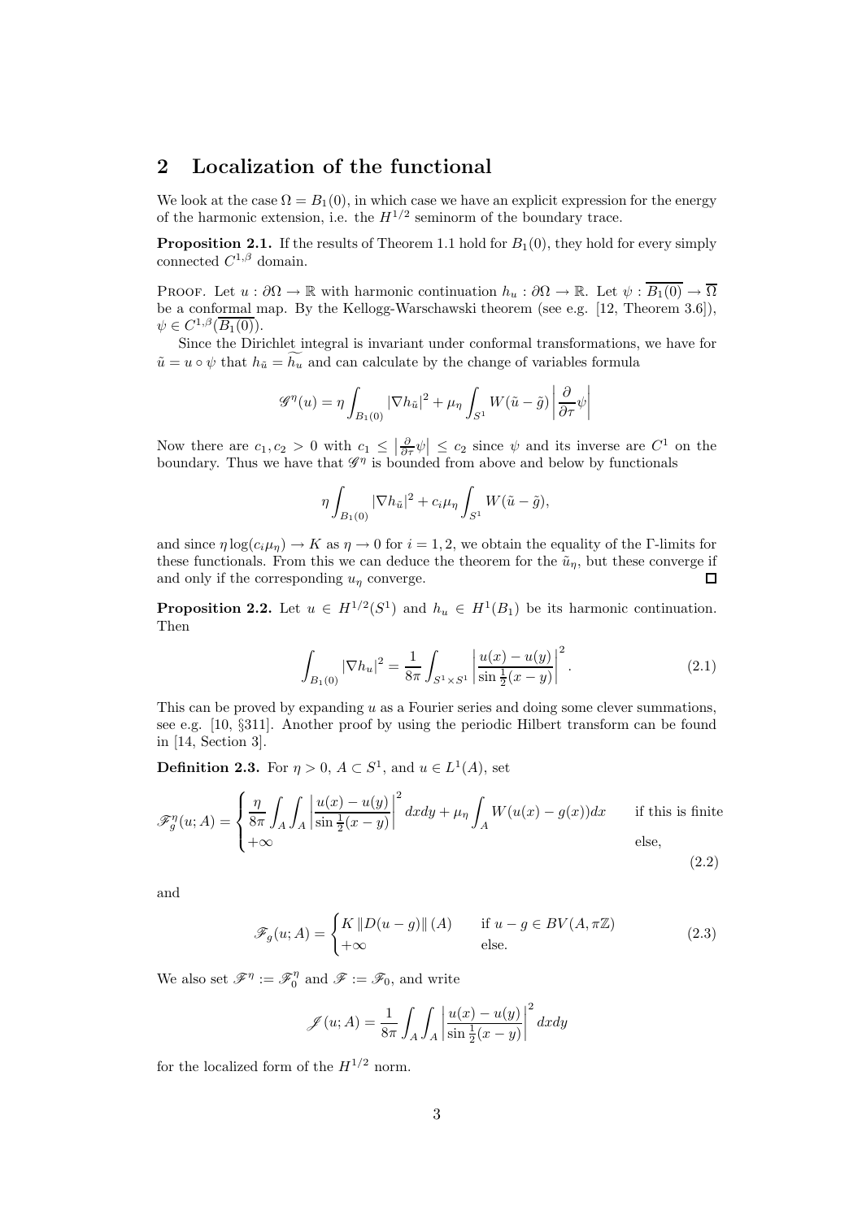## 2 Localization of the functional

We look at the case $\Omega = B_1(0)$, in which case we have an explicit expression for the energy of the harmonic extension, i.e. the $H^{1/2}$ seminorm of the boundary trace.

**Proposition 2.1.** If the results of Theorem 1.1 hold for $B_1(0)$, they hold for every simply connected $C^{1,\beta}$ domain.

PROOF. Let $u : \partial\Omega \to \mathbb{R}$ with harmonic continuation $h_u : \partial\Omega \to \mathbb{R}$. Let $\psi : \overline{B_1(0)} \to \overline{\Omega}$ be a conformal map. By the Kellogg-Warschawski theorem (see e.g. [12, Theorem 3.6]), $\psi \in C^{1,\beta}(\overline{B_1(0)})$.

Since the Dirichlet integral is invariant under conformal transformations, we have for $\tilde{u} = u \circ \psi$ that $h_{\tilde{u}} = \widetilde{h_u}$ and can calculate by the change of variables formula

$$\mathscr{G}^\eta(u) = \eta \int_{B_1(0)} |\nabla h_{\tilde{u}}|^2 + \mu_\eta \int_{S^1} W(\tilde{u} - \tilde{g}) \left| \frac{\partial}{\partial \tau} \psi \right|$$

Now there are $c_1, c_2 > 0$ with $c_1 \leq \left| \frac{\partial}{\partial \tau} \psi \right| \leq c_2$ since $\psi$ and its inverse are $C^1$ on the boundary. Thus we have that $\mathscr{G}^\eta$ is bounded from above and below by functionals

$$\eta \int_{B_1(0)} |\nabla h_{\tilde{u}}|^2 + c_i \mu_\eta \int_{S^1} W(\tilde{u} - \tilde{g}),$$

and since $\eta \log(c_i \mu_\eta) \to K$ as $\eta \to 0$ for $i = 1, 2$, we obtain the equality of the $\Gamma$-limits for these functionals. From this we can deduce the theorem for the $\tilde{u}_\eta$, but these converge if and only if the corresponding $u_\eta$ converge. □

**Proposition 2.2.** Let $u \in H^{1/2}(S^1)$ and $h_u \in H^1(B_1)$ be its harmonic continuation. Then

$$\int_{B_1(0)} |\nabla h_u|^2 = \frac{1}{8\pi} \int_{S^1 \times S^1} \left| \frac{u(x) - u(y)}{\sin \frac{1}{2}(x - y)} \right|^2 . \tag{2.1}$$

This can be proved by expanding $u$ as a Fourier series and doing some clever summations, see e.g. [10, §311]. Another proof by using the periodic Hilbert transform can be found in [14, Section 3].

**Definition 2.3.** For $\eta > 0$, $A \subset S^1$, and $u \in L^1(A)$, set

$$\mathscr{F}_g^\eta(u; A) = \begin{cases} \dfrac{\eta}{8\pi} \displaystyle\int_A \int_A \left| \frac{u(x) - u(y)}{\sin \frac{1}{2}(x - y)} \right|^2 dx dy + \mu_\eta \int_A W(u(x) - g(x)) dx & \text{if this is finite} \\ +\infty & \text{else,} \end{cases} \tag{2.2}$$

and

$$\mathscr{F}_g(u; A) = \begin{cases} K \, \|D(u - g)\| (A) & \text{if } u - g \in BV(A, \pi\mathbb{Z}) \\ +\infty & \text{else.} \end{cases} \tag{2.3}$$

We also set $\mathscr{F}^\eta := \mathscr{F}_0^\eta$ and $\mathscr{F} := \mathscr{F}_0$, and write

$$\mathscr{J}(u; A) = \frac{1}{8\pi} \int_A \int_A \left| \frac{u(x) - u(y)}{\sin \frac{1}{2}(x - y)} \right|^2 dx dy$$

for the localized form of the $H^{1/2}$ norm.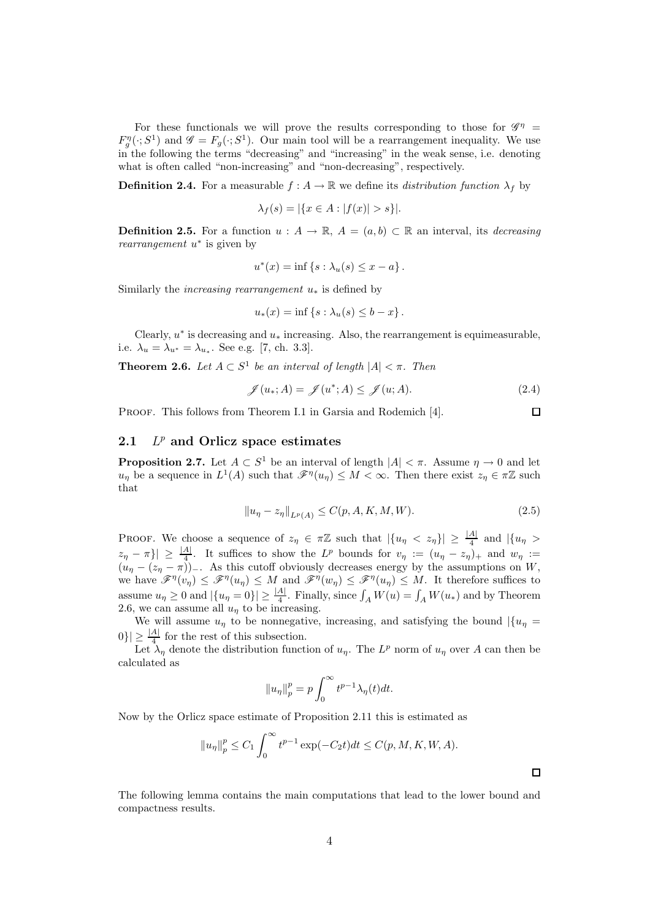For these functionals we will prove the results corresponding to those for $\mathscr{G}^\eta = F_g^\eta(\cdot; S^1)$ and $\mathscr{G} = F_g(\cdot; S^1)$. Our main tool will be a rearrangement inequality. We use in the following the terms "decreasing" and "increasing" in the weak sense, i.e. denoting what is often called "non-increasing" and "non-decreasing", respectively.

**Definition 2.4.** For a measurable $f : A \to \mathbb{R}$ we define its *distribution function* $\lambda_f$ by

$$\lambda_f(s) = |\{x \in A : |f(x)| > s\}|.$$

**Definition 2.5.** For a function $u : A \to \mathbb{R}$, $A = (a, b) \subset \mathbb{R}$ an interval, its *decreasing rearrangement* $u^*$ is given by

$$u^*(x) = \inf\{s : \lambda_u(s) \leq x - a\}.$$

Similarly the *increasing rearrangement* $u_*$ is defined by

$$u_*(x) = \inf\{s : \lambda_u(s) \leq b - x\}.$$

Clearly, $u^*$ is decreasing and $u_*$ increasing. Also, the rearrangement is equimeasurable, i.e. $\lambda_u = \lambda_{u^*} = \lambda_{u_*}$. See e.g. [7, ch. 3.3].

**Theorem 2.6.** *Let $A \subset S^1$ be an interval of length $|A| < \pi$. Then*

$$\mathscr{J}(u_*; A) = \mathscr{J}(u^*; A) \leq \mathscr{J}(u; A). \tag{2.4}$$

Proof. This follows from Theorem I.1 in Garsia and Rodemich [4]. $\square$

## 2.1 $L^p$ and Orlicz space estimates

**Proposition 2.7.** Let $A \subset S^1$ be an interval of length $|A| < \pi$. Assume $\eta \to 0$ and let $u_\eta$ be a sequence in $L^1(A)$ such that $\mathscr{F}^\eta(u_\eta) \leq M < \infty$. Then there exist $z_\eta \in \pi\mathbb{Z}$ such that

$$\|u_\eta - z_\eta\|_{L^p(A)} \leq C(p, A, K, M, W). \tag{2.5}$$

Proof. We choose a sequence of $z_\eta \in \pi\mathbb{Z}$ such that $|\{u_\eta < z_\eta\}| \geq \frac{|A|}{4}$ and $|\{u_\eta > z_\eta - \pi\}| \geq \frac{|A|}{4}$. It suffices to show the $L^p$ bounds for $v_\eta := (u_\eta - z_\eta)_+$ and $w_\eta := (u_\eta - (z_\eta - \pi))_-$. As this cutoff obviously decreases energy by the assumptions on $W$, we have $\mathscr{F}^\eta(v_\eta) \leq \mathscr{F}^\eta(u_\eta) \leq M$ and $\mathscr{F}^\eta(w_\eta) \leq \mathscr{F}^\eta(u_\eta) \leq M$. It therefore suffices to assume $u_\eta \geq 0$ and $|\{u_\eta = 0\}| \geq \frac{|A|}{4}$. Finally, since $\int_A W(u) = \int_A W(u_*)$ and by Theorem 2.6, we can assume all $u_\eta$ to be increasing.

We will assume $u_\eta$ to be nonnegative, increasing, and satisfying the bound $|\{u_\eta = 0\}| \geq \frac{|A|}{4}$ for the rest of this subsection.

Let $\lambda_\eta$ denote the distribution function of $u_\eta$. The $L^p$ norm of $u_\eta$ over $A$ can then be calculated as

$$\|u_\eta\|_p^p = p\int_0^\infty t^{p-1}\lambda_\eta(t)dt.$$

Now by the Orlicz space estimate of Proposition 2.11 this is estimated as

$$\|u_\eta\|_p^p \leq C_1\int_0^\infty t^{p-1}\exp(-C_2 t)dt \leq C(p, M, K, W, A).$$

$\square$

The following lemma contains the main computations that lead to the lower bound and compactness results.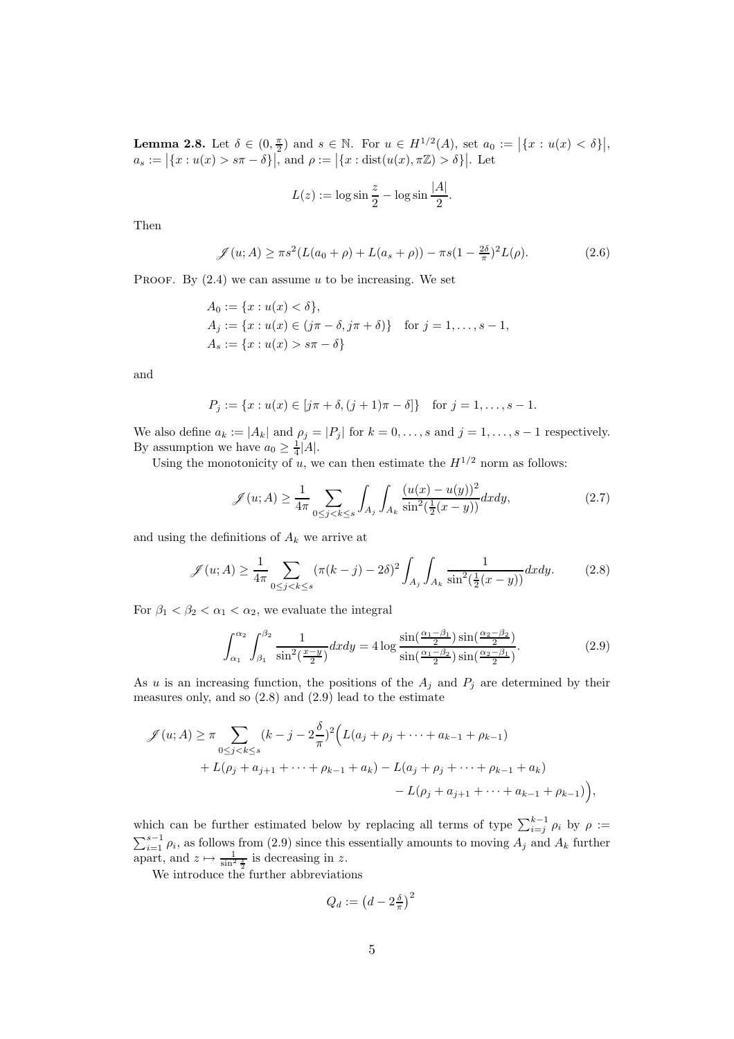**Lemma 2.8.** Let $\delta \in (0, \frac{\pi}{2})$ and $s \in \mathbb{N}$. For $u \in H^{1/2}(A)$, set $a_0 := \big|\{x : u(x) < \delta\}\big|$, $a_s := \big|\{x : u(x) > s\pi - \delta\}\big|$, and $\rho := \big|\{x : \operatorname{dist}(u(x), \pi\mathbb{Z}) > \delta\}\big|$. Let

$$L(z) := \log\sin\frac{z}{2} - \log\sin\frac{|A|}{2}.$$

Then

$$\mathscr{J}(u; A) \geq \pi s^2 (L(a_0 + \rho) + L(a_s + \rho)) - \pi s (1 - \tfrac{2\delta}{\pi})^2 L(\rho). \tag{2.6}$$

Proof. By (2.4) we can assume $u$ to be increasing. We set

$$\begin{aligned}
A_0 &:= \{x : u(x) < \delta\}, \\
A_j &:= \{x : u(x) \in (j\pi - \delta, j\pi + \delta)\} \quad \text{for } j = 1, \dots, s-1, \\
A_s &:= \{x : u(x) > s\pi - \delta\}
\end{aligned}$$

and

$$P_j := \{x : u(x) \in [j\pi + \delta, (j+1)\pi - \delta]\} \quad \text{for } j = 1, \dots, s-1.$$

We also define $a_k := |A_k|$ and $\rho_j = |P_j|$ for $k = 0, \dots, s$ and $j = 1, \dots, s-1$ respectively. By assumption we have $a_0 \geq \frac{1}{4}|A|$.

Using the monotonicity of $u$, we can then estimate the $H^{1/2}$ norm as follows:

$$\mathscr{J}(u; A) \geq \frac{1}{4\pi} \sum_{0 \leq j < k \leq s} \int_{A_j} \int_{A_k} \frac{(u(x) - u(y))^2}{\sin^2(\frac{1}{2}(x-y))} dx dy, \tag{2.7}$$

and using the definitions of $A_k$ we arrive at

$$\mathscr{J}(u; A) \geq \frac{1}{4\pi} \sum_{0 \leq j < k \leq s} (\pi(k-j) - 2\delta)^2 \int_{A_j} \int_{A_k} \frac{1}{\sin^2(\frac{1}{2}(x-y))} dx dy. \tag{2.8}$$

For $\beta_1 < \beta_2 < \alpha_1 < \alpha_2$, we evaluate the integral

$$\int_{\alpha_1}^{\alpha_2} \int_{\beta_1}^{\beta_2} \frac{1}{\sin^2(\frac{x-y}{2})} dx dy = 4 \log \frac{\sin(\frac{\alpha_1 - \beta_1}{2}) \sin(\frac{\alpha_2 - \beta_2}{2})}{\sin(\frac{\alpha_1 - \beta_2}{2}) \sin(\frac{\alpha_2 - \beta_1}{2})}. \tag{2.9}$$

As $u$ is an increasing function, the positions of the $A_j$ and $P_j$ are determined by their measures only, and so (2.8) and (2.9) lead to the estimate

$$\begin{aligned}
\mathscr{J}(u; A) \geq \pi \sum_{0 \leq j < k \leq s} (k - j - 2\frac{\delta}{\pi})^2 \Big( & L(a_j + \rho_j + \dots + a_{k-1} + \rho_{k-1}) \\
& + L(\rho_j + a_{j+1} + \dots + \rho_{k-1} + a_k) - L(a_j + \rho_j + \dots + \rho_{k-1} + a_k) \\
& \qquad - L(\rho_j + a_{j+1} + \dots + a_{k-1} + \rho_{k-1}) \Big),
\end{aligned}$$

which can be further estimated below by replacing all terms of type $\sum_{i=j}^{k-1} \rho_i$ by $\rho := \sum_{i=1}^{s-1} \rho_i$, as follows from (2.9) since this essentially amounts to moving $A_j$ and $A_k$ further apart, and $z \mapsto \frac{1}{\sin^2 \frac{z}{2}}$ is decreasing in $z$.

We introduce the further abbreviations

$$Q_d := \left(d - 2\tfrac{\delta}{\pi}\right)^2$$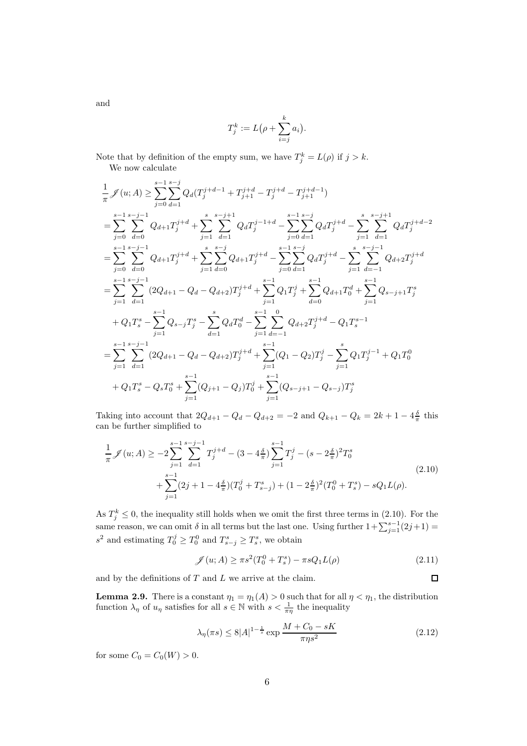and

$$T_j^k := L\big(\rho + \sum_{i=j}^{k} a_i\big).$$

Note that by definition of the empty sum, we have $T_j^k = L(\rho)$ if $j > k$.

We now calculate

$$\begin{aligned}
\frac{1}{\pi}\mathscr{J}(u;A) &\geq \sum_{j=0}^{s-1}\sum_{d=1}^{s-j} Q_d(T_j^{j+d-1} + T_{j+1}^{j+d} - T_j^{j+d} - T_{j+1}^{j+d-1}) \\
&= \sum_{j=0}^{s-1}\sum_{d=0}^{s-j-1} Q_{d+1}T_j^{j+d} + \sum_{j=1}^{s}\sum_{d=1}^{s-j+1} Q_d T_j^{j-1+d} - \sum_{j=0}^{s-1}\sum_{d=1}^{s-j} Q_d T_j^{j+d} - \sum_{j=1}^{s}\sum_{d=1}^{s-j+1} Q_d T_j^{j+d-2} \\
&= \sum_{j=0}^{s-1}\sum_{d=0}^{s-j-1} Q_{d+1}T_j^{j+d} + \sum_{j=1}^{s}\sum_{d=0}^{s-j} Q_{d+1} T_j^{j+d} - \sum_{j=0}^{s-1}\sum_{d=1}^{s-j} Q_d T_j^{j+d} - \sum_{j=1}^{s}\sum_{d=-1}^{s-j-1} Q_{d+2} T_j^{j+d} \\
&= \sum_{j=1}^{s-1}\sum_{d=1}^{s-j-1} (2Q_{d+1} - Q_d - Q_{d+2})T_j^{j+d} + \sum_{j=1}^{s-1} Q_1 T_j^j + \sum_{d=0}^{s-1} Q_{d+1}T_0^d + \sum_{j=1}^{s-1} Q_{s-j+1}T_j^s \\
&\quad + Q_1 T_s^s - \sum_{j=1}^{s-1} Q_{s-j}T_j^s - \sum_{d=1}^{s} Q_d T_0^d - \sum_{j=1}^{s-1}\sum_{d=-1}^{0} Q_{d+2}T_j^{j+d} - Q_1 T_s^{s-1} \\
&= \sum_{j=1}^{s-1}\sum_{d=1}^{s-j-1} (2Q_{d+1} - Q_d - Q_{d+2})T_j^{j+d} + \sum_{j=1}^{s-1}(Q_1 - Q_2)T_j^j - \sum_{j=1}^{s} Q_1 T_j^{j-1} + Q_1 T_0^0 \\
&\quad + Q_1 T_s^s - Q_s T_0^s + \sum_{j=1}^{s-1}(Q_{j+1} - Q_j)T_0^j + \sum_{j=1}^{s-1}(Q_{s-j+1} - Q_{s-j})T_j^s
\end{aligned}$$

Taking into account that $2Q_{d+1} - Q_d - Q_{d+2} = -2$ and $Q_{k+1} - Q_k = 2k + 1 - 4\frac{\delta}{\pi}$ this can be further simplified to

$$\begin{aligned}
\frac{1}{\pi}\mathscr{J}(u;A) \geq &-2\sum_{j=1}^{s-1}\sum_{d=1}^{s-j-1} T_j^{j+d} - (3 - 4\tfrac{\delta}{\pi})\sum_{j=1}^{s-1} T_j^j - (s - 2\tfrac{\delta}{\pi})^2 T_0^s \\
&+ \sum_{j=1}^{s-1}(2j + 1 - 4\tfrac{\delta}{\pi})(T_0^j + T_{s-j}^s) + (1 - 2\tfrac{\delta}{\pi})^2(T_0^0 + T_s^s) - sQ_1 L(\rho).
\end{aligned} \tag{2.10}$$

As $T_j^k \leq 0$, the inequality still holds when we omit the first three terms in (2.10). For the same reason, we can omit $\delta$ in all terms but the last one. Using further $1 + \sum_{j=1}^{s-1}(2j+1) = s^2$ and estimating $T_0^j \geq T_0^0$ and $T_{s-j}^s \geq T_s^s$, we obtain

$$\mathscr{J}(u;A) \geq \pi s^2(T_0^0 + T_s^s) - \pi s Q_1 L(\rho) \tag{2.11}$$

and by the definitions of $T$ and $L$ we arrive at the claim. $\square$

**Lemma 2.9.** There is a constant $\eta_1 = \eta_1(A) > 0$ such that for all $\eta < \eta_1$, the distribution function $\lambda_\eta$ of $u_\eta$ satisfies for all $s \in \mathbb{N}$ with $s < \frac{1}{\pi\eta}$ the inequality

$$\lambda_\eta(\pi s) \leq 8|A|^{1-\frac{1}{s}} \exp\frac{M + C_0 - sK}{\pi\eta s^2} \tag{2.12}$$

for some $C_0 = C_0(W) > 0$.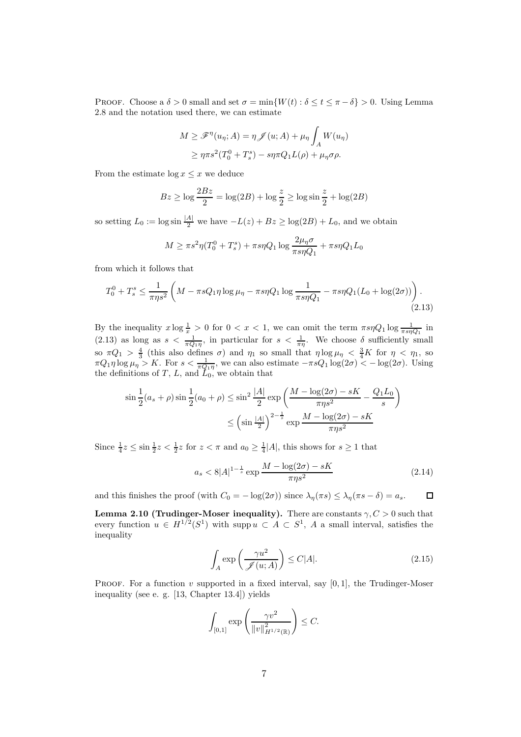PROOF. Choose a $\delta > 0$ small and set $\sigma = \min\{W(t) : \delta \le t \le \pi - \delta\} > 0$. Using Lemma 2.8 and the notation used there, we can estimate

$$
\begin{aligned}
M \ge \mathscr{F}^\eta(u_\eta; A) &= \eta \mathscr{J}(u; A) + \mu_\eta \int_A W(u_\eta) \\
&\ge \eta \pi s^2 (T_0^0 + T_s^s) - s\eta\pi Q_1 L(\rho) + \mu_\eta \sigma \rho.
\end{aligned}
$$

From the estimate $\log x \le x$ we deduce

$$
Bz \ge \log \frac{2Bz}{2} = \log(2B) + \log \frac{z}{2} \ge \log \sin \frac{z}{2} + \log(2B)
$$

so setting $L_0 := \log \sin \frac{|A|}{2}$ we have $-L(z) + Bz \ge \log(2B) + L_0$, and we obtain

$$
M \ge \pi s^2 \eta (T_0^0 + T_s^s) + \pi s \eta Q_1 \log \frac{2\mu_\eta \sigma}{\pi s \eta Q_1} + \pi s \eta Q_1 L_0
$$

from which it follows that

$$
T_0^0 + T_s^s \le \frac{1}{\pi \eta s^2} \left( M - \pi s Q_1 \eta \log \mu_\eta - \pi s \eta Q_1 \log \frac{1}{\pi s \eta Q_1} - \pi s \eta Q_1 (L_0 + \log(2\sigma)) \right). \tag{2.13}
$$

By the inequality $x \log \frac{1}{x} > 0$ for $0 < x < 1$, we can omit the term $\pi s \eta Q_1 \log \frac{1}{\pi s \eta Q_1}$ in (2.13) as long as $s < \frac{1}{\pi Q_1 \eta}$, in particular for $s < \frac{1}{\pi \eta}$. We choose $\delta$ sufficiently small so $\pi Q_1 > \frac{4}{3}$ (this also defines $\sigma$) and $\eta_1$ so small that $\eta \log \mu_\eta < \frac{3}{4} K$ for $\eta < \eta_1$, so $\pi Q_1 \eta \log \mu_\eta > K$. For $s < \frac{1}{\pi Q_1 \eta}$, we can also estimate $-\pi s Q_1 \log(2\sigma) < -\log(2\sigma)$. Using the definitions of $T$, $L$, and $L_0$, we obtain

$$
\begin{aligned}
\sin \frac{1}{2}(a_s + \rho) \sin \frac{1}{2}(a_0 + \rho) &\le \sin^2 \frac{|A|}{2} \exp\left( \frac{M - \log(2\sigma) - sK}{\pi \eta s^2} - \frac{Q_1 L_0}{s} \right) \\
&\le \left( \sin \tfrac{|A|}{2} \right)^{2 - \frac{1}{s}} \exp \frac{M - \log(2\sigma) - sK}{\pi \eta s^2}
\end{aligned}
$$

Since $\frac{1}{4} z \le \sin \frac{1}{2} z < \frac{1}{2} z$ for $z < \pi$ and $a_0 \ge \frac{1}{4}|A|$, this shows for $s \ge 1$ that

$$
a_s < 8|A|^{1 - \frac{1}{s}} \exp \frac{M - \log(2\sigma) - sK}{\pi \eta s^2} \tag{2.14}
$$

and this finishes the proof (with $C_0 = -\log(2\sigma)$) since $\lambda_\eta(\pi s) \le \lambda_\eta(\pi s - \delta) = a_s$. □

**Lemma 2.10 (Trudinger-Moser inequality).** *There are constants $\gamma, C > 0$ such that every function $u \in H^{1/2}(S^1)$ with $\operatorname{supp} u \subset A \subset S^1$, $A$ a small interval, satisfies the inequality*

$$
\int_A \exp\left( \frac{\gamma u^2}{\mathscr{J}(u; A)} \right) \le C|A|. \tag{2.15}
$$

PROOF. For a function $v$ supported in a fixed interval, say $[0, 1]$, the Trudinger-Moser inequality (see e. g. [13, Chapter 13.4]) yields

$$
\int_{[0,1]} \exp\left( \frac{\gamma v^2}{\|v\|^2_{H^{1/2}(\mathbb{R})}} \right) \le C.
$$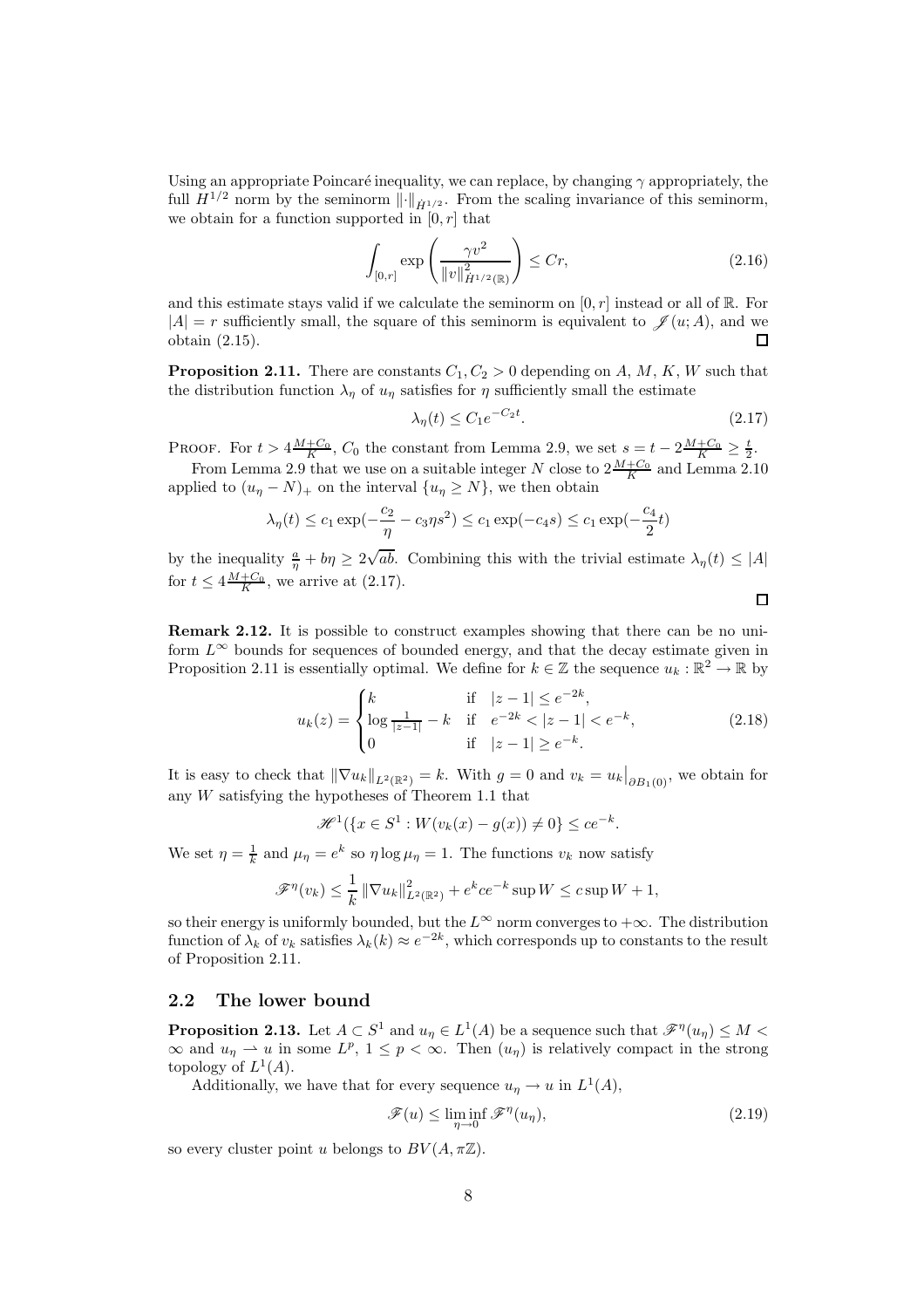Using an appropriate Poincaré inequality, we can replace, by changing $\gamma$ appropriately, the full $H^{1/2}$ norm by the seminorm $\|\cdot\|_{\dot{H}^{1/2}}$. From the scaling invariance of this seminorm, we obtain for a function supported in $[0,r]$ that

$$\int_{[0,r]} \exp\left(\frac{\gamma v^2}{\|v\|^2_{\dot{H}^{1/2}(\mathbb{R})}}\right) \leq Cr, \tag{2.16}$$

and this estimate stays valid if we calculate the seminorm on $[0,r]$ instead or all of $\mathbb{R}$. For $|A| = r$ sufficiently small, the square of this seminorm is equivalent to $\mathscr{J}(u;A)$, and we obtain (2.15). $\square$

**Proposition 2.11.** There are constants $C_1, C_2 > 0$ depending on $A$, $M$, $K$, $W$ such that the distribution function $\lambda_\eta$ of $u_\eta$ satisfies for $\eta$ sufficiently small the estimate

$$\lambda_\eta(t) \leq C_1 e^{-C_2 t}. \tag{2.17}$$

Proof. For $t > 4\frac{M+C_0}{K}$, $C_0$ the constant from Lemma 2.9, we set $s = t - 2\frac{M+C_0}{K} \geq \frac{t}{2}$.

From Lemma 2.9 that we use on a suitable integer $N$ close to $2\frac{M+C_0}{K}$ and Lemma 2.10 applied to $(u_\eta - N)_+$ on the interval $\{u_\eta \geq N\}$, we then obtain

$$\lambda_\eta(t) \leq c_1 \exp(-\frac{c_2}{\eta} - c_3\eta s^2) \leq c_1 \exp(-c_4 s) \leq c_1 \exp(-\frac{c_4}{2}t)$$

by the inequality $\frac{a}{\eta} + b\eta \geq 2\sqrt{ab}$. Combining this with the trivial estimate $\lambda_\eta(t) \leq |A|$ for $t \leq 4\frac{M+C_0}{K}$, we arrive at (2.17). $\square$

**Remark 2.12.** It is possible to construct examples showing that there can be no uniform $L^\infty$ bounds for sequences of bounded energy, and that the decay estimate given in Proposition 2.11 is essentially optimal. We define for $k \in \mathbb{Z}$ the sequence $u_k : \mathbb{R}^2 \to \mathbb{R}$ by

$$u_k(z) = \begin{cases} k & \text{if} \quad |z-1| \leq e^{-2k}, \\ \log\frac{1}{|z-1|} - k & \text{if} \quad e^{-2k} < |z-1| < e^{-k}, \\ 0 & \text{if} \quad |z-1| \geq e^{-k}. \end{cases} \tag{2.18}$$

It is easy to check that $\|\nabla u_k\|_{L^2(\mathbb{R}^2)} = k$. With $g = 0$ and $v_k = u_k\big|_{\partial B_1(0)}$, we obtain for any $W$ satisfying the hypotheses of Theorem 1.1 that

$$\mathscr{H}^1(\{x \in S^1 : W(v_k(x) - g(x)) \neq 0\} \leq ce^{-k}.$$

We set $\eta = \frac{1}{k}$ and $\mu_\eta = e^k$ so $\eta \log \mu_\eta = 1$. The functions $v_k$ now satisfy

$$\mathscr{F}^\eta(v_k) \leq \frac{1}{k}\|\nabla u_k\|^2_{L^2(\mathbb{R}^2)} + e^k ce^{-k}\sup W \leq c\sup W + 1,$$

so their energy is uniformly bounded, but the $L^\infty$ norm converges to $+\infty$. The distribution function of $\lambda_k$ of $v_k$ satisfies $\lambda_k(k) \approx e^{-2k}$, which corresponds up to constants to the result of Proposition 2.11.

## 2.2 The lower bound

**Proposition 2.13.** Let $A \subset S^1$ and $u_\eta \in L^1(A)$ be a sequence such that $\mathscr{F}^\eta(u_\eta) \leq M < \infty$ and $u_\eta \rightharpoonup u$ in some $L^p$, $1 \leq p < \infty$. Then $(u_\eta)$ is relatively compact in the strong topology of $L^1(A)$.

Additionally, we have that for every sequence $u_\eta \to u$ in $L^1(A)$,

$$\mathscr{F}(u) \leq \liminf_{\eta \to 0} \mathscr{F}^\eta(u_\eta), \tag{2.19}$$

so every cluster point $u$ belongs to $BV(A, \pi\mathbb{Z})$.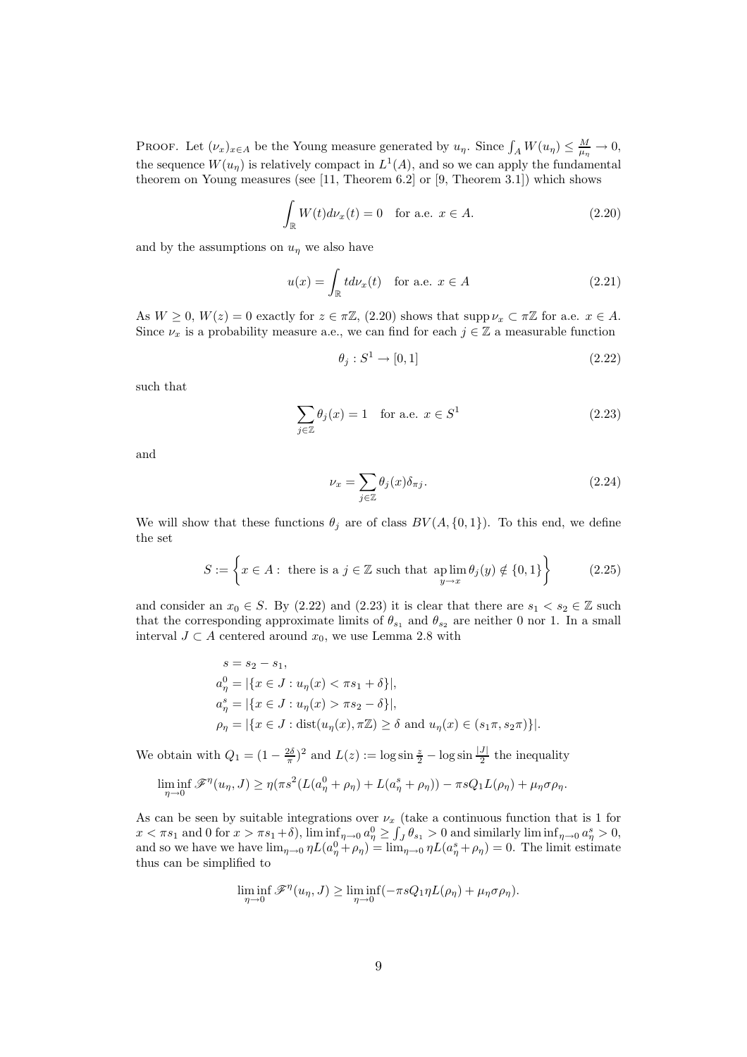Proof. Let $(\nu_x)_{x\in A}$ be the Young measure generated by $u_\eta$. Since $\int_A W(u_\eta) \le \frac{M}{\mu_\eta} \to 0$, the sequence $W(u_\eta)$ is relatively compact in $L^1(A)$, and so we can apply the fundamental theorem on Young measures (see [11, Theorem 6.2] or [9, Theorem 3.1]) which shows

$$\int_{\mathbb{R}} W(t) d\nu_x(t) = 0 \quad \text{for a.e. } x \in A. \tag{2.20}$$

and by the assumptions on $u_\eta$ we also have

$$u(x) = \int_{\mathbb{R}} t d\nu_x(t) \quad \text{for a.e. } x \in A \tag{2.21}$$

As $W \ge 0$, $W(z) = 0$ exactly for $z \in \pi\mathbb{Z}$, (2.20) shows that $\operatorname{supp} \nu_x \subset \pi\mathbb{Z}$ for a.e. $x \in A$. Since $\nu_x$ is a probability measure a.e., we can find for each $j \in \mathbb{Z}$ a measurable function

$$\theta_j : S^1 \to [0,1] \tag{2.22}$$

such that

$$\sum_{j\in\mathbb{Z}} \theta_j(x) = 1 \quad \text{for a.e. } x \in S^1 \tag{2.23}$$

and

$$\nu_x = \sum_{j\in\mathbb{Z}} \theta_j(x) \delta_{\pi j}. \tag{2.24}$$

We will show that these functions $\theta_j$ are of class $BV(A, \{0,1\})$. To this end, we define the set

$$S := \left\{ x \in A : \text{ there is a } j \in \mathbb{Z} \text{ such that } \operatorname*{ap\lim}_{y\to x} \theta_j(y) \notin \{0,1\} \right\} \tag{2.25}$$

and consider an $x_0 \in S$. By (2.22) and (2.23) it is clear that there are $s_1 < s_2 \in \mathbb{Z}$ such that the corresponding approximate limits of $\theta_{s_1}$ and $\theta_{s_2}$ are neither 0 nor 1. In a small interval $J \subset A$ centered around $x_0$, we use Lemma 2.8 with

$$\begin{aligned}
s &= s_2 - s_1, \\
a_\eta^0 &= |\{x \in J : u_\eta(x) < \pi s_1 + \delta\}|, \\
a_\eta^s &= |\{x \in J : u_\eta(x) > \pi s_2 - \delta\}|, \\
\rho_\eta &= |\{x \in J : \operatorname{dist}(u_\eta(x), \pi\mathbb{Z}) \ge \delta \text{ and } u_\eta(x) \in (s_1\pi, s_2\pi)\}|.
\end{aligned}$$

We obtain with $Q_1 = (1 - \frac{2\delta}{\pi})^2$ and $L(z) := \log \sin \frac{z}{2} - \log \sin \frac{|J|}{2}$ the inequality

$$\liminf_{\eta\to 0} \mathscr{F}^\eta(u_\eta, J) \ge \eta(\pi s^2 (L(a_\eta^0 + \rho_\eta) + L(a_\eta^s + \rho_\eta)) - \pi s Q_1 L(\rho_\eta) + \mu_\eta \sigma \rho_\eta.$$

As can be seen by suitable integrations over $\nu_x$ (take a continuous function that is 1 for $x < \pi s_1$ and 0 for $x > \pi s_1 + \delta$), $\liminf_{\eta\to 0} a_\eta^0 \ge \int_J \theta_{s_1} > 0$ and similarly $\liminf_{\eta\to 0} a_\eta^s > 0$, and so we have we have $\lim_{\eta\to 0} \eta L(a_\eta^0 + \rho_\eta) = \lim_{\eta\to 0} \eta L(a_\eta^s + \rho_\eta) = 0$. The limit estimate thus can be simplified to

$$\liminf_{\eta\to 0} \mathscr{F}^\eta(u_\eta, J) \ge \liminf_{\eta\to 0} (-\pi s Q_1 \eta L(\rho_\eta) + \mu_\eta \sigma \rho_\eta).$$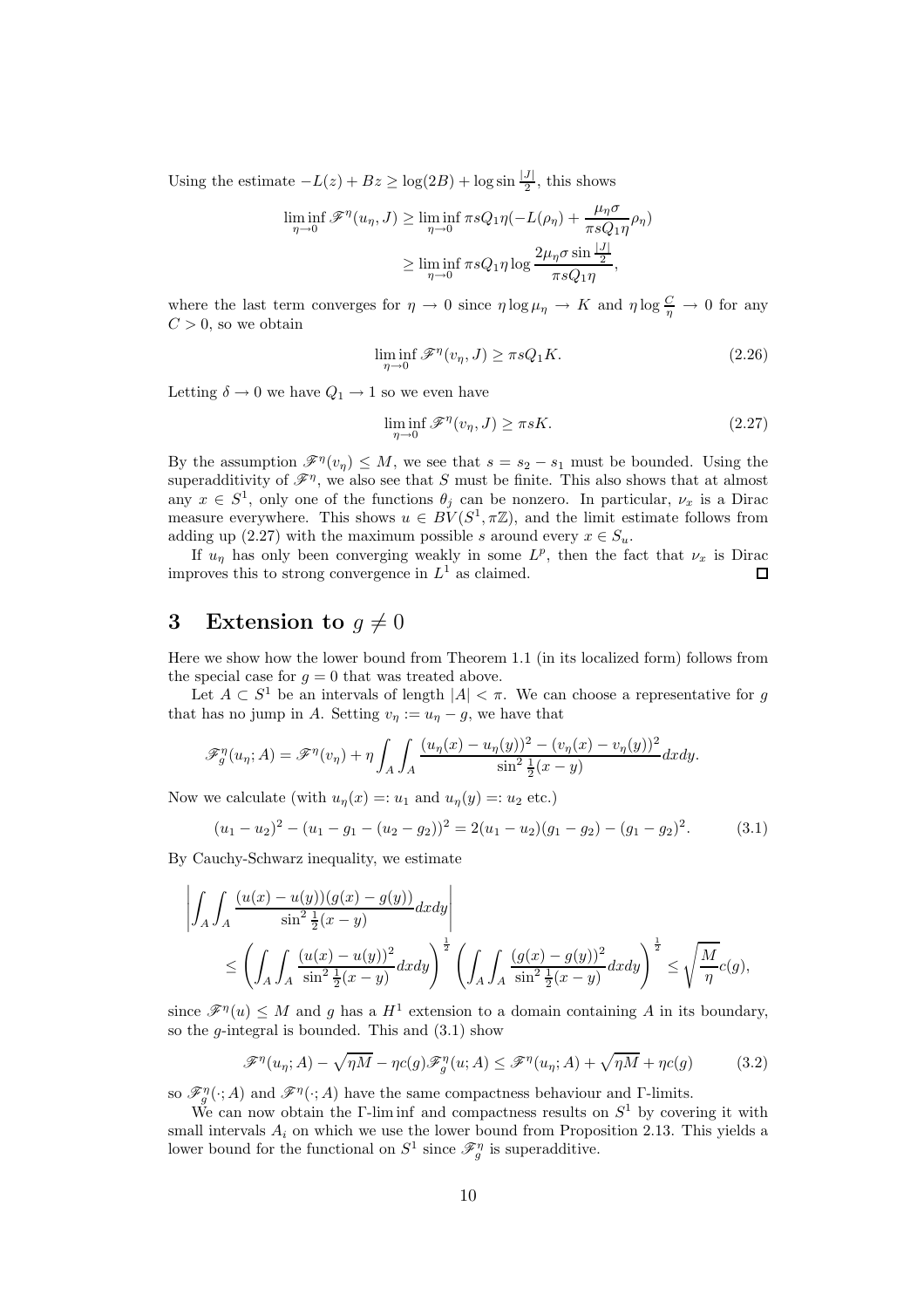Using the estimate $-L(z) + Bz \geq \log(2B) + \log \sin \frac{|J|}{2}$, this shows

$$
\begin{aligned}
\liminf_{\eta \to 0} \mathscr{F}^\eta(u_\eta, J) &\geq \liminf_{\eta \to 0} \pi s Q_1 \eta(-L(\rho_\eta) + \frac{\mu_\eta \sigma}{\pi s Q_1 \eta} \rho_\eta) \\
&\geq \liminf_{\eta \to 0} \pi s Q_1 \eta \log \frac{2\mu_\eta \sigma \sin \frac{|J|}{2}}{\pi s Q_1 \eta},
\end{aligned}
$$

where the last term converges for $\eta \to 0$ since $\eta \log \mu_\eta \to K$ and $\eta \log \frac{C}{\eta} \to 0$ for any $C > 0$, so we obtain

$$
\liminf_{\eta \to 0} \mathscr{F}^\eta(v_\eta, J) \geq \pi s Q_1 K. \tag{2.26}
$$

Letting $\delta \to 0$ we have $Q_1 \to 1$ so we even have

$$
\liminf_{\eta \to 0} \mathscr{F}^\eta(v_\eta, J) \geq \pi s K. \tag{2.27}
$$

By the assumption $\mathscr{F}^\eta(v_\eta) \leq M$, we see that $s = s_2 - s_1$ must be bounded. Using the superadditivity of $\mathscr{F}^\eta$, we also see that $S$ must be finite. This also shows that at almost any $x \in S^1$, only one of the functions $\theta_j$ can be nonzero. In particular, $\nu_x$ is a Dirac measure everywhere. This shows $u \in BV(S^1, \pi\mathbb{Z})$, and the limit estimate follows from adding up (2.27) with the maximum possible $s$ around every $x \in S_u$.

If $u_\eta$ has only been converging weakly in some $L^p$, then the fact that $\nu_x$ is Dirac improves this to strong convergence in $L^1$ as claimed. $\square$

# 3 Extension to $g \neq 0$

Here we show how the lower bound from Theorem 1.1 (in its localized form) follows from the special case for $g = 0$ that was treated above.

Let $A \subset S^1$ be an intervals of length $|A| < \pi$. We can choose a representative for $g$ that has no jump in $A$. Setting $v_\eta := u_\eta - g$, we have that

$$
\mathscr{F}_g^\eta(u_\eta; A) = \mathscr{F}^\eta(v_\eta) + \eta \int_A \int_A \frac{(u_\eta(x) - u_\eta(y))^2 - (v_\eta(x) - v_\eta(y))^2}{\sin^2 \frac{1}{2}(x-y)} dx dy.
$$

Now we calculate (with $u_\eta(x) =: u_1$ and $u_\eta(y) =: u_2$ etc.)

$$
(u_1 - u_2)^2 - (u_1 - g_1 - (u_2 - g_2))^2 = 2(u_1 - u_2)(g_1 - g_2) - (g_1 - g_2)^2. \tag{3.1}
$$

By Cauchy-Schwarz inequality, we estimate

$$
\begin{aligned}
&\left| \int_A \int_A \frac{(u(x) - u(y))(g(x) - g(y))}{\sin^2 \frac{1}{2}(x-y)} dx dy \right| \\
&\quad \leq \left( \int_A \int_A \frac{(u(x) - u(y))^2}{\sin^2 \frac{1}{2}(x-y)} dx dy \right)^{\frac{1}{2}} \left( \int_A \int_A \frac{(g(x) - g(y))^2}{\sin^2 \frac{1}{2}(x-y)} dx dy \right)^{\frac{1}{2}} \leq \sqrt{\frac{M}{\eta}} c(g),
\end{aligned}
$$

since $\mathscr{F}^\eta(u) \leq M$ and $g$ has a $H^1$ extension to a domain containing $A$ in its boundary, so the $g$-integral is bounded. This and (3.1) show

$$
\mathscr{F}^\eta(u_\eta; A) - \sqrt{\eta M} - \eta c(g) \mathscr{F}_g^\eta(u; A) \leq \mathscr{F}^\eta(u_\eta; A) + \sqrt{\eta M} + \eta c(g) \tag{3.2}
$$

so $\mathscr{F}_g^\eta(\cdot; A)$ and $\mathscr{F}^\eta(\cdot; A)$ have the same compactness behaviour and $\Gamma$-limits.

We can now obtain the $\Gamma$-lim inf and compactness results on $S^1$ by covering it with small intervals $A_i$ on which we use the lower bound from Proposition 2.13. This yields a lower bound for the functional on $S^1$ since $\mathscr{F}_g^\eta$ is superadditive.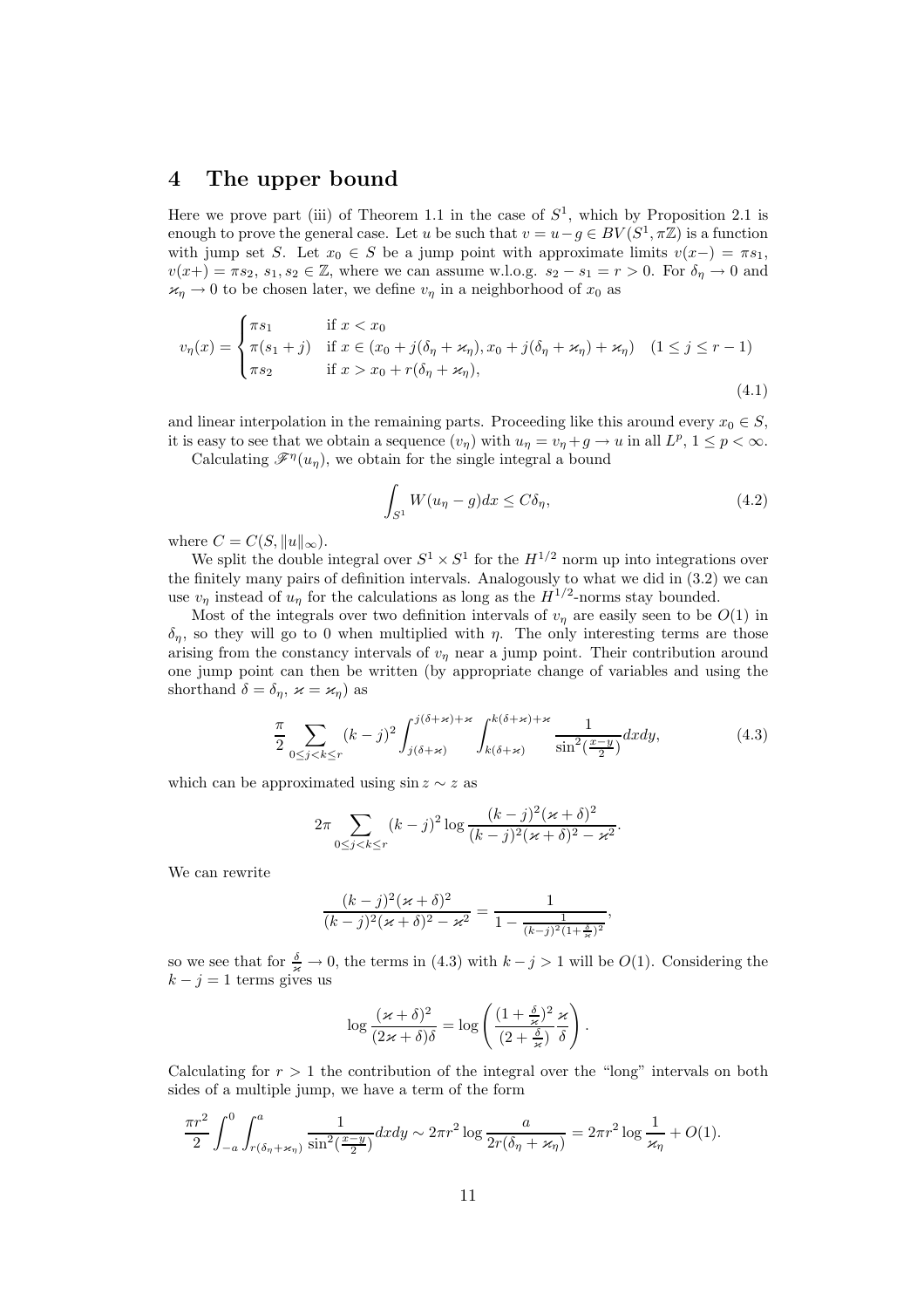## 4 The upper bound

Here we prove part (iii) of Theorem 1.1 in the case of $S^1$, which by Proposition 2.1 is enough to prove the general case. Let $u$ be such that $v = u - g \in BV(S^1, \pi\mathbb{Z})$ is a function with jump set $S$. Let $x_0 \in S$ be a jump point with approximate limits $v(x-) = \pi s_1$, $v(x+) = \pi s_2$, $s_1, s_2 \in \mathbb{Z}$, where we can assume w.l.o.g. $s_2 - s_1 = r > 0$. For $\delta_\eta \to 0$ and $\varkappa_\eta \to 0$ to be chosen later, we define $v_\eta$ in a neighborhood of $x_0$ as

$$v_\eta(x) = \begin{cases} \pi s_1 & \text{if } x < x_0 \\ \pi(s_1 + j) & \text{if } x \in (x_0 + j(\delta_\eta + \varkappa_\eta), x_0 + j(\delta_\eta + \varkappa_\eta) + \varkappa_\eta) \quad (1 \le j \le r-1) \\ \pi s_2 & \text{if } x > x_0 + r(\delta_\eta + \varkappa_\eta), \end{cases} \tag{4.1}$$

and linear interpolation in the remaining parts. Proceeding like this around every $x_0 \in S$, it is easy to see that we obtain a sequence $(v_\eta)$ with $u_\eta = v_\eta + g \to u$ in all $L^p$, $1 \le p < \infty$.

Calculating $\mathscr{F}^\eta(u_\eta)$, we obtain for the single integral a bound

$$\int_{S^1} W(u_\eta - g)dx \le C\delta_\eta, \tag{4.2}$$

where $C = C(S, \|u\|_\infty)$.

We split the double integral over $S^1 \times S^1$ for the $H^{1/2}$ norm up into integrations over the finitely many pairs of definition intervals. Analogously to what we did in (3.2) we can use $v_\eta$ instead of $u_\eta$ for the calculations as long as the $H^{1/2}$-norms stay bounded.

Most of the integrals over two definition intervals of $v_\eta$ are easily seen to be $O(1)$ in $\delta_\eta$, so they will go to 0 when multiplied with $\eta$. The only interesting terms are those arising from the constancy intervals of $v_\eta$ near a jump point. Their contribution around one jump point can then be written (by appropriate change of variables and using the shorthand $\delta = \delta_\eta$, $\varkappa = \varkappa_\eta$) as

$$\frac{\pi}{2} \sum_{0 \le j < k \le r} (k-j)^2 \int_{j(\delta+\varkappa)}^{j(\delta+\varkappa)+\varkappa} \int_{k(\delta+\varkappa)}^{k(\delta+\varkappa)+\varkappa} \frac{1}{\sin^2(\frac{x-y}{2})} dxdy, \tag{4.3}$$

which can be approximated using $\sin z \sim z$ as

$$2\pi \sum_{0 \le j < k \le r} (k-j)^2 \log \frac{(k-j)^2(\varkappa+\delta)^2}{(k-j)^2(\varkappa+\delta)^2 - \varkappa^2}.$$

We can rewrite

$$\frac{(k-j)^2(\varkappa+\delta)^2}{(k-j)^2(\varkappa+\delta)^2 - \varkappa^2} = \frac{1}{1 - \frac{1}{(k-j)^2(1+\frac{\delta}{\varkappa})^2}},$$

so we see that for $\frac{\delta}{\varkappa} \to 0$, the terms in (4.3) with $k - j > 1$ will be $O(1)$. Considering the $k - j = 1$ terms gives us

$$\log \frac{(\varkappa+\delta)^2}{(2\varkappa+\delta)\delta} = \log \left( \frac{(1+\frac{\delta}{\varkappa})^2}{(2+\frac{\delta}{\varkappa})} \frac{\varkappa}{\delta} \right).$$

Calculating for $r > 1$ the contribution of the integral over the "long" intervals on both sides of a multiple jump, we have a term of the form

$$\frac{\pi r^2}{2} \int_{-a}^{0} \int_{r(\delta_\eta+\varkappa_\eta)}^{a} \frac{1}{\sin^2(\frac{x-y}{2})} dxdy \sim 2\pi r^2 \log \frac{a}{2r(\delta_\eta+\varkappa_\eta)} = 2\pi r^2 \log \frac{1}{\varkappa_\eta} + O(1).$$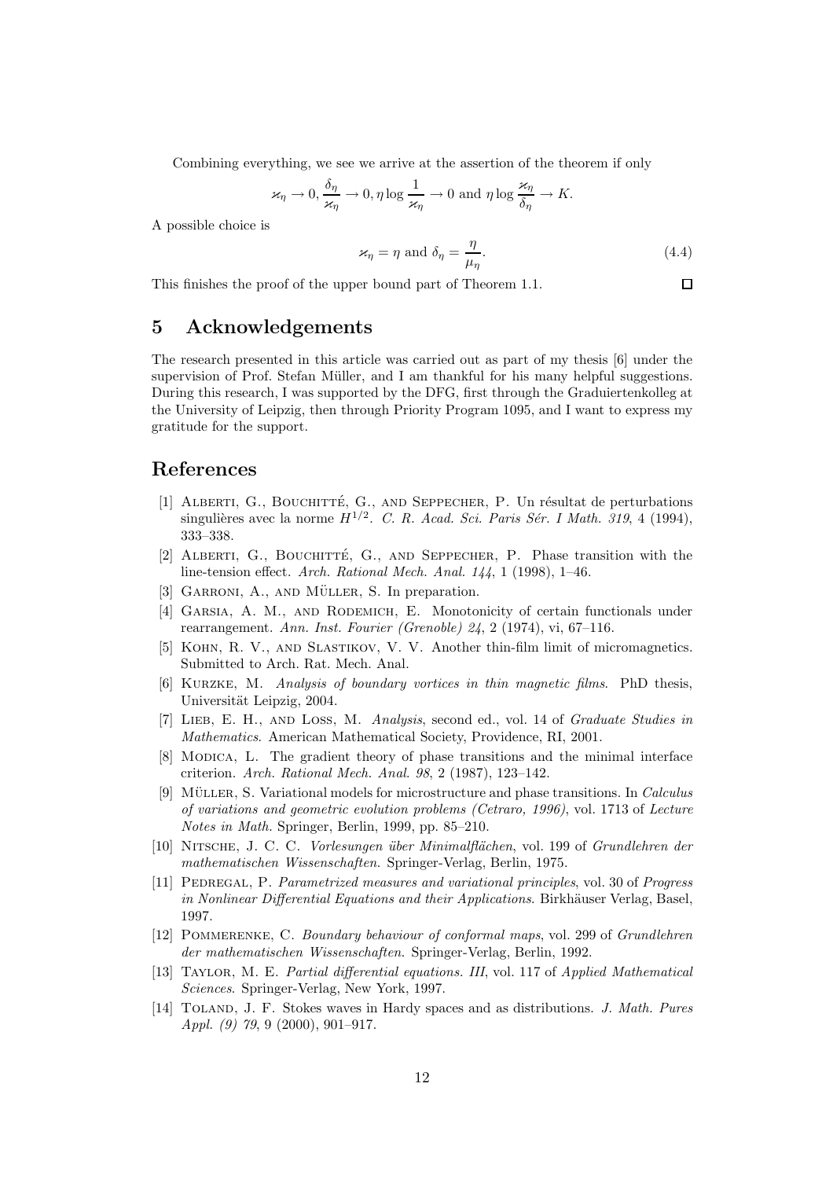Combining everything, we see we arrive at the assertion of the theorem if only

$$\varkappa_\eta \to 0, \frac{\delta_\eta}{\varkappa_\eta} \to 0, \eta \log \frac{1}{\varkappa_\eta} \to 0 \text{ and } \eta \log \frac{\varkappa_\eta}{\delta_\eta} \to K.$$

A possible choice is

$$\varkappa_\eta = \eta \text{ and } \delta_\eta = \frac{\eta}{\mu_\eta}. \tag{4.4}$$

This finishes the proof of the upper bound part of Theorem 1.1. □

# 5 Acknowledgements

The research presented in this article was carried out as part of my thesis [6] under the supervision of Prof. Stefan Müller, and I am thankful for his many helpful suggestions. During this research, I was supported by the DFG, first through the Graduiertenkolleg at the University of Leipzig, then through Priority Program 1095, and I want to express my gratitude for the support.

# References

[1] Alberti, G., Bouchitté, G., and Seppecher, P. Un résultat de perturbations singulières avec la norme $H^{1/2}$. *C. R. Acad. Sci. Paris Sér. I Math. 319*, 4 (1994), 333–338.

[2] Alberti, G., Bouchitté, G., and Seppecher, P. Phase transition with the line-tension effect. *Arch. Rational Mech. Anal. 144*, 1 (1998), 1–46.

[3] Garroni, A., and Müller, S. In preparation.

[4] Garsia, A. M., and Rodemich, E. Monotonicity of certain functionals under rearrangement. *Ann. Inst. Fourier (Grenoble) 24*, 2 (1974), vi, 67–116.

[5] Kohn, R. V., and Slastikov, V. V. Another thin-film limit of micromagnetics. Submitted to Arch. Rat. Mech. Anal.

[6] Kurzke, M. *Analysis of boundary vortices in thin magnetic films*. PhD thesis, Universität Leipzig, 2004.

[7] Lieb, E. H., and Loss, M. *Analysis*, second ed., vol. 14 of *Graduate Studies in Mathematics*. American Mathematical Society, Providence, RI, 2001.

[8] Modica, L. The gradient theory of phase transitions and the minimal interface criterion. *Arch. Rational Mech. Anal. 98*, 2 (1987), 123–142.

[9] Müller, S. Variational models for microstructure and phase transitions. In *Calculus of variations and geometric evolution problems (Cetraro, 1996)*, vol. 1713 of *Lecture Notes in Math.* Springer, Berlin, 1999, pp. 85–210.

[10] Nitsche, J. C. C. *Vorlesungen über Minimalflächen*, vol. 199 of *Grundlehren der mathematischen Wissenschaften*. Springer-Verlag, Berlin, 1975.

[11] Pedregal, P. *Parametrized measures and variational principles*, vol. 30 of *Progress in Nonlinear Differential Equations and their Applications*. Birkhäuser Verlag, Basel, 1997.

[12] Pommerenke, C. *Boundary behaviour of conformal maps*, vol. 299 of *Grundlehren der mathematischen Wissenschaften*. Springer-Verlag, Berlin, 1992.

[13] Taylor, M. E. *Partial differential equations. III*, vol. 117 of *Applied Mathematical Sciences*. Springer-Verlag, New York, 1997.

[14] Toland, J. F. Stokes waves in Hardy spaces and as distributions. *J. Math. Pures Appl. (9) 79*, 9 (2000), 901–917.